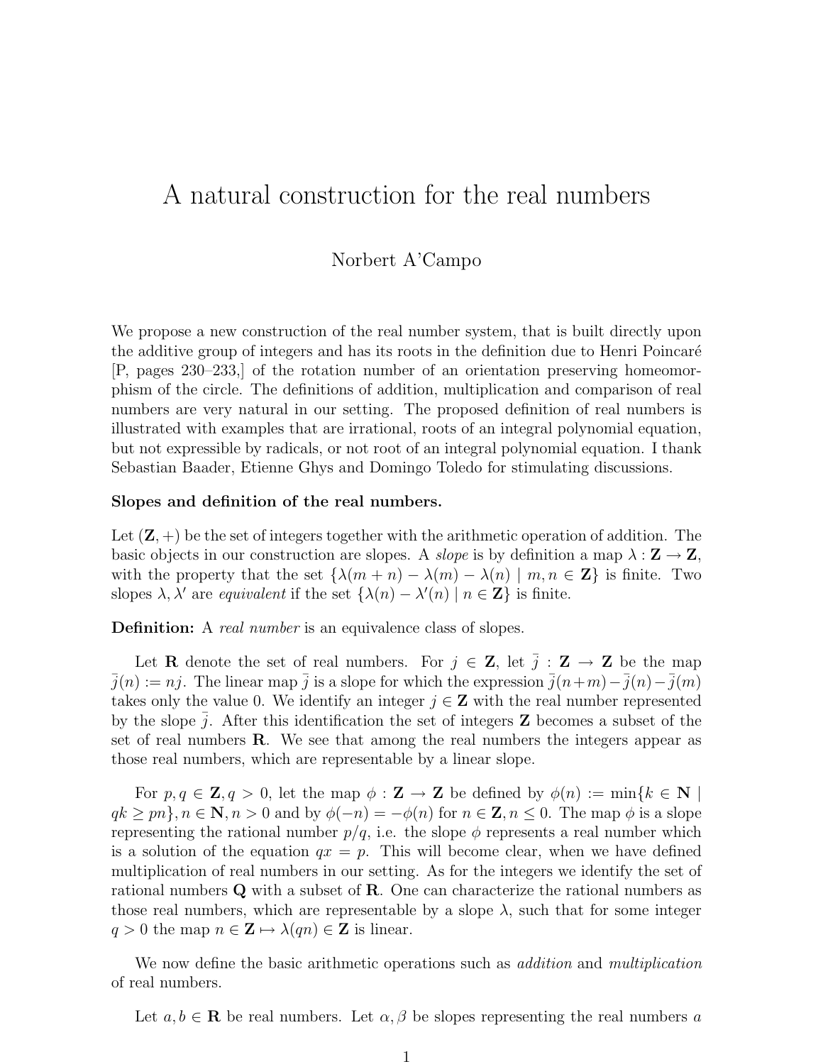# A natural construction for the real numbers

Norbert A'Campo

We propose a new construction of the real number system, that is built directly upon the additive group of integers and has its roots in the definition due to Henri Poincaré [P, pages 230–233,] of the rotation number of an orientation preserving homeomorphism of the circle. The definitions of addition, multiplication and comparison of real numbers are very natural in our setting. The proposed definition of real numbers is illustrated with examples that are irrational, roots of an integral polynomial equation, but not expressible by radicals, or not root of an integral polynomial equation. I thank Sebastian Baader, Etienne Ghys and Domingo Toledo for stimulating discussions.

**Slopes and definition of the real numbers.**

Let $(\mathbf{Z}, +)$ be the set of integers together with the arithmetic operation of addition. The basic objects in our construction are slopes. A *slope* is by definition a map $\lambda : \mathbf{Z} \to \mathbf{Z}$, with the property that the set $\{\lambda(m+n) - \lambda(m) - \lambda(n) \mid m, n \in \mathbf{Z}\}$ is finite. Two slopes $\lambda, \lambda'$ are *equivalent* if the set $\{\lambda(n) - \lambda'(n) \mid n \in \mathbf{Z}\}$ is finite.

**Definition:** A *real number* is an equivalence class of slopes.

Let $\mathbf{R}$ denote the set of real numbers. For $j \in \mathbf{Z}$, let $\bar{j} : \mathbf{Z} \to \mathbf{Z}$ be the map $\bar{j}(n) := nj$. The linear map $\bar{j}$ is a slope for which the expression $\bar{j}(n+m) - \bar{j}(n) - \bar{j}(m)$ takes only the value 0. We identify an integer $j \in \mathbf{Z}$ with the real number represented by the slope $\bar{j}$. After this identification the set of integers $\mathbf{Z}$ becomes a subset of the set of real numbers $\mathbf{R}$. We see that among the real numbers the integers appear as those real numbers, which are representable by a linear slope.

For $p, q \in \mathbf{Z}, q > 0$, let the map $\phi : \mathbf{Z} \to \mathbf{Z}$ be defined by $\phi(n) := \min\{k \in \mathbf{N} \mid qk \geq pn\}, n \in \mathbf{N}, n > 0$ and by $\phi(-n) = -\phi(n)$ for $n \in \mathbf{Z}, n \leq 0$. The map $\phi$ is a slope representing the rational number $p/q$, i.e. the slope $\phi$ represents a real number which is a solution of the equation $qx = p$. This will become clear, when we have defined multiplication of real numbers in our setting. As for the integers we identify the set of rational numbers $\mathbf{Q}$ with a subset of $\mathbf{R}$. One can characterize the rational numbers as those real numbers, which are representable by a slope $\lambda$, such that for some integer $q > 0$ the map $n \in \mathbf{Z} \mapsto \lambda(qn) \in \mathbf{Z}$ is linear.

We now define the basic arithmetic operations such as *addition* and *multiplication* of real numbers.

Let $a, b \in \mathbf{R}$ be real numbers. Let $\alpha, \beta$ be slopes representing the real numbers $a$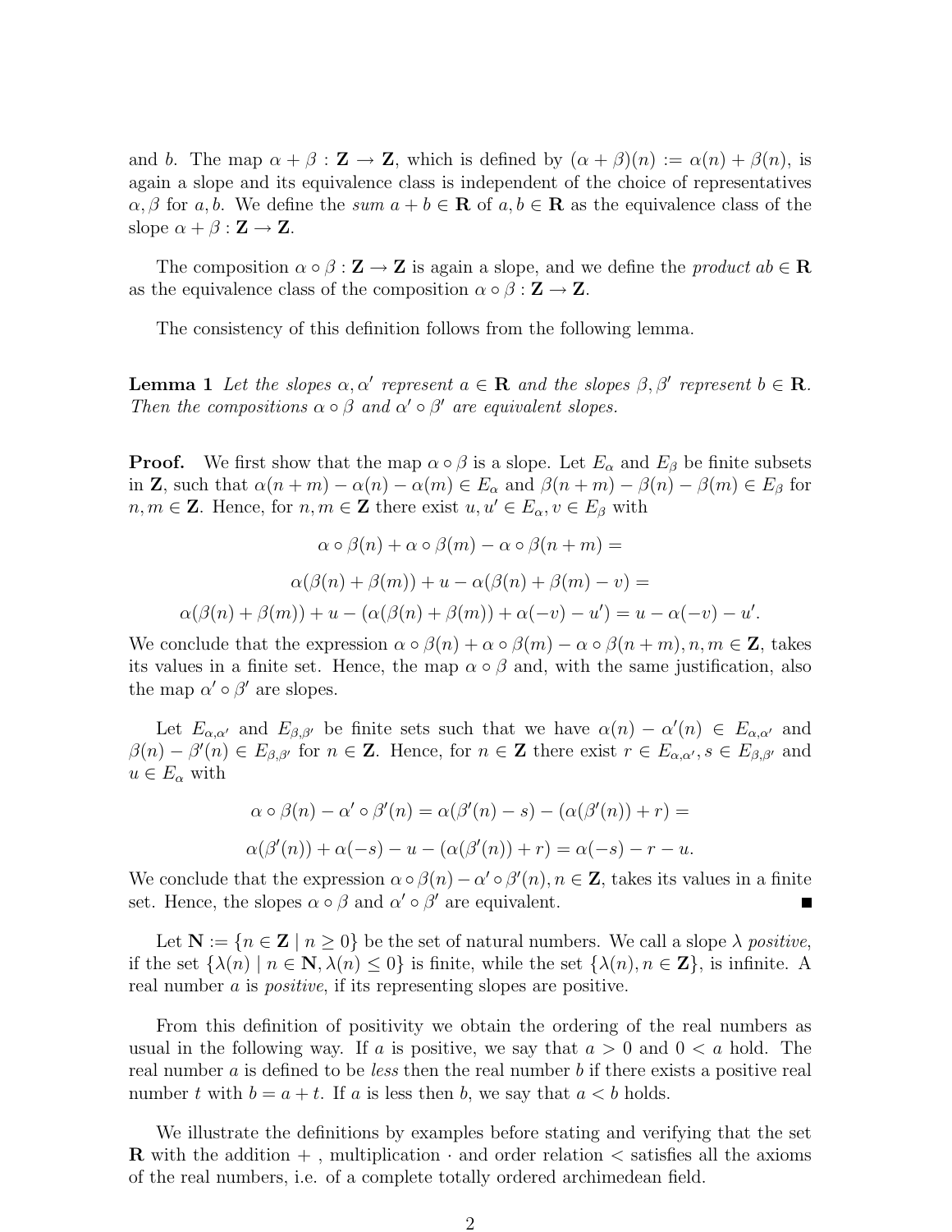and $b$. The map $\alpha + \beta : \mathbf{Z} \to \mathbf{Z}$, which is defined by $(\alpha + \beta)(n) := \alpha(n) + \beta(n)$, is again a slope and its equivalence class is independent of the choice of representatives $\alpha, \beta$ for $a, b$. We define the *sum* $a + b \in \mathbf{R}$ of $a, b \in \mathbf{R}$ as the equivalence class of the slope $\alpha + \beta : \mathbf{Z} \to \mathbf{Z}$.

The composition $\alpha \circ \beta : \mathbf{Z} \to \mathbf{Z}$ is again a slope, and we define the *product* $ab \in \mathbf{R}$ as the equivalence class of the composition $\alpha \circ \beta : \mathbf{Z} \to \mathbf{Z}$.

The consistency of this definition follows from the following lemma.

**Lemma 1** *Let the slopes $\alpha, \alpha'$ represent $a \in \mathbf{R}$ and the slopes $\beta, \beta'$ represent $b \in \mathbf{R}$. Then the compositions $\alpha \circ \beta$ and $\alpha' \circ \beta'$ are equivalent slopes.*

**Proof.** We first show that the map $\alpha \circ \beta$ is a slope. Let $E_\alpha$ and $E_\beta$ be finite subsets in $\mathbf{Z}$, such that $\alpha(n+m) - \alpha(n) - \alpha(m) \in E_\alpha$ and $\beta(n+m) - \beta(n) - \beta(m) \in E_\beta$ for $n, m \in \mathbf{Z}$. Hence, for $n, m \in \mathbf{Z}$ there exist $u, u' \in E_\alpha, v \in E_\beta$ with

$$\alpha \circ \beta(n) + \alpha \circ \beta(m) - \alpha \circ \beta(n+m) =$$

$$\alpha(\beta(n) + \beta(m)) + u - \alpha(\beta(n) + \beta(m) - v) =$$

$$\alpha(\beta(n) + \beta(m)) + u - (\alpha(\beta(n) + \beta(m)) + \alpha(-v) - u') = u - \alpha(-v) - u'.$$

We conclude that the expression $\alpha \circ \beta(n) + \alpha \circ \beta(m) - \alpha \circ \beta(n+m), n, m \in \mathbf{Z}$, takes its values in a finite set. Hence, the map $\alpha \circ \beta$ and, with the same justification, also the map $\alpha' \circ \beta'$ are slopes.

Let $E_{\alpha,\alpha'}$ and $E_{\beta,\beta'}$ be finite sets such that we have $\alpha(n) - \alpha'(n) \in E_{\alpha,\alpha'}$ and $\beta(n) - \beta'(n) \in E_{\beta,\beta'}$ for $n \in \mathbf{Z}$. Hence, for $n \in \mathbf{Z}$ there exist $r \in E_{\alpha,\alpha'}, s \in E_{\beta,\beta'}$ and $u \in E_\alpha$ with

$$\alpha \circ \beta(n) - \alpha' \circ \beta'(n) = \alpha(\beta'(n) - s) - (\alpha(\beta'(n)) + r) =$$

$$\alpha(\beta'(n)) + \alpha(-s) - u - (\alpha(\beta'(n)) + r) = \alpha(-s) - r - u.$$

We conclude that the expression $\alpha \circ \beta(n) - \alpha' \circ \beta'(n), n \in \mathbf{Z}$, takes its values in a finite set. Hence, the slopes $\alpha \circ \beta$ and $\alpha' \circ \beta'$ are equivalent. ∎

Let $\mathbf{N} := \{n \in \mathbf{Z} \mid n \geq 0\}$ be the set of natural numbers. We call a slope $\lambda$ *positive*, if the set $\{\lambda(n) \mid n \in \mathbf{N}, \lambda(n) \leq 0\}$ is finite, while the set $\{\lambda(n), n \in \mathbf{Z}\}$, is infinite. A real number $a$ is *positive*, if its representing slopes are positive.

From this definition of positivity we obtain the ordering of the real numbers as usual in the following way. If $a$ is positive, we say that $a > 0$ and $0 < a$ hold. The real number $a$ is defined to be *less* then the real number $b$ if there exists a positive real number $t$ with $b = a + t$. If $a$ is less then $b$, we say that $a < b$ holds.

We illustrate the definitions by examples before stating and verifying that the set $\mathbf{R}$ with the addition $+$ , multiplication $\cdot$ and order relation $<$ satisfies all the axioms of the real numbers, i.e. of a complete totally ordered archimedean field.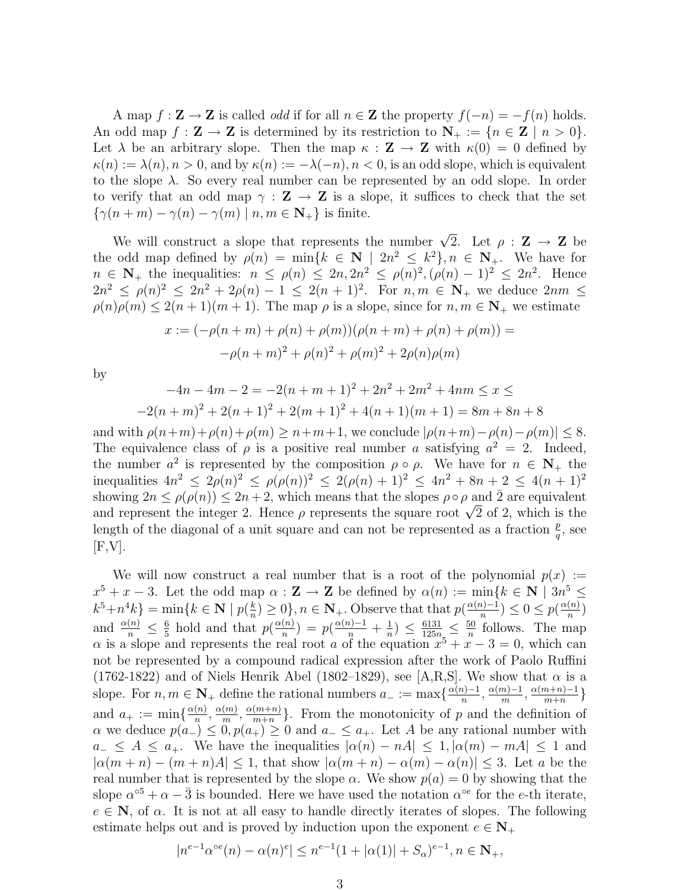A map $f : \mathbf{Z} \to \mathbf{Z}$ is called *odd* if for all $n \in \mathbf{Z}$ the property $f(-n) = -f(n)$ holds. An odd map $f : \mathbf{Z} \to \mathbf{Z}$ is determined by its restriction to $\mathbf{N}_+ := \{n \in \mathbf{Z} \mid n > 0\}$. Let $\lambda$ be an arbitrary slope. Then the map $\kappa : \mathbf{Z} \to \mathbf{Z}$ with $\kappa(0) = 0$ defined by $\kappa(n) := \lambda(n), n > 0$, and by $\kappa(n) := -\lambda(-n), n < 0$, is an odd slope, which is equivalent to the slope $\lambda$. So every real number can be represented by an odd slope. In order to verify that an odd map $\gamma : \mathbf{Z} \to \mathbf{Z}$ is a slope, it suffices to check that the set $\{\gamma(n+m) - \gamma(n) - \gamma(m) \mid n, m \in \mathbf{N}_+\}$ is finite.

We will construct a slope that represents the number $\sqrt{2}$. Let $\rho : \mathbf{Z} \to \mathbf{Z}$ be the odd map defined by $\rho(n) = \min\{k \in \mathbf{N} \mid 2n^2 \leq k^2\}, n \in \mathbf{N}_+$. We have for $n \in \mathbf{N}_+$ the inequalities: $n \leq \rho(n) \leq 2n, 2n^2 \leq \rho(n)^2, (\rho(n) - 1)^2 \leq 2n^2$. Hence $2n^2 \leq \rho(n)^2 \leq 2n^2 + 2\rho(n) - 1 \leq 2(n+1)^2$. For $n, m \in \mathbf{N}_+$ we deduce $2nm \leq \rho(n)\rho(m) \leq 2(n+1)(m+1)$. The map $\rho$ is a slope, since for $n, m \in \mathbf{N}_+$ we estimate

$$x := (-\rho(n+m) + \rho(n) + \rho(m))(\rho(n+m) + \rho(n) + \rho(m)) =$$
$$-\rho(n+m)^2 + \rho(n)^2 + \rho(m)^2 + 2\rho(n)\rho(m)$$

by

$$-4n - 4m - 2 = -2(n+m+1)^2 + 2n^2 + 2m^2 + 4nm \leq x \leq$$
$$-2(n+m)^2 + 2(n+1)^2 + 2(m+1)^2 + 4(n+1)(m+1) = 8m + 8n + 8$$

and with $\rho(n+m) + \rho(n) + \rho(m) \geq n+m+1$, we conclude $|\rho(n+m) - \rho(n) - \rho(m)| \leq 8$. The equivalence class of $\rho$ is a positive real number $a$ satisfying $a^2 = 2$. Indeed, the number $a^2$ is represented by the composition $\rho \circ \rho$. We have for $n \in \mathbf{N}_+$ the inequalities $4n^2 \leq 2\rho(n)^2 \leq \rho(\rho(n))^2 \leq 2(\rho(n)+1)^2 \leq 4n^2 + 8n + 2 \leq 4(n+1)^2$ showing $2n \leq \rho(\rho(n)) \leq 2n + 2$, which means that the slopes $\rho \circ \rho$ and $\bar{2}$ are equivalent and represent the integer 2. Hence $\rho$ represents the square root $\sqrt{2}$ of 2, which is the length of the diagonal of a unit square and can not be represented as a fraction $\frac{p}{q}$, see [F,V].

We will now construct a real number that is a root of the polynomial $p(x) := x^5 + x - 3$. Let the odd map $\alpha : \mathbf{Z} \to \mathbf{Z}$ be defined by $\alpha(n) := \min\{k \in \mathbf{N} \mid 3n^5 \leq k^5 + n^4 k\} = \min\{k \in \mathbf{N} \mid p(\frac{k}{n}) \geq 0\}, n \in \mathbf{N}_+$. Observe that that $p(\frac{\alpha(n)-1}{n}) \leq 0 \leq p(\frac{\alpha(n)}{n})$ and $\frac{\alpha(n)}{n} \leq \frac{6}{5}$ hold and that $p(\frac{\alpha(n)}{n}) = p(\frac{\alpha(n)-1}{n} + \frac{1}{n}) \leq \frac{6131}{125n} \leq \frac{50}{n}$ follows. The map $\alpha$ is a slope and represents the real root $a$ of the equation $x^5 + x - 3 = 0$, which can not be represented by a compound radical expression after the work of Paolo Ruffini (1762-1822) and of Niels Henrik Abel (1802–1829), see [A,R,S]. We show that $\alpha$ is a slope. For $n, m \in \mathbf{N}_+$ define the rational numbers $a_- := \max\{\frac{\alpha(n)-1}{n}, \frac{\alpha(m)-1}{m}, \frac{\alpha(m+n)-1}{m+n}\}$ and $a_+ := \min\{\frac{\alpha(n)}{n}, \frac{\alpha(m)}{m}, \frac{\alpha(m+n)}{m+n}\}$. From the monotonicity of $p$ and the definition of $\alpha$ we deduce $p(a_-) \leq 0, p(a_+) \geq 0$ and $a_- \leq a_+$. Let $A$ be any rational number with $a_- \leq A \leq a_+$. We have the inequalities $|\alpha(n) - nA| \leq 1, |\alpha(m) - mA| \leq 1$ and $|\alpha(m+n) - (m+n)A| \leq 1$, that show $|\alpha(m+n) - \alpha(m) - \alpha(n)| \leq 3$. Let $a$ be the real number that is represented by the slope $\alpha$. We show $p(a) = 0$ by showing that the slope $\alpha^{\circ 5} + \alpha - \bar{3}$ is bounded. Here we have used the notation $\alpha^{\circ e}$ for the $e$-th iterate, $e \in \mathbf{N}$, of $\alpha$. It is not at all easy to handle directly iterates of slopes. The following estimate helps out and is proved by induction upon the exponent $e \in \mathbf{N}_+$

$$|n^{e-1}\alpha^{\circ e}(n) - \alpha(n)^e| \leq n^{e-1}(1 + |\alpha(1)| + S_\alpha)^{e-1}, n \in \mathbf{N}_+,$$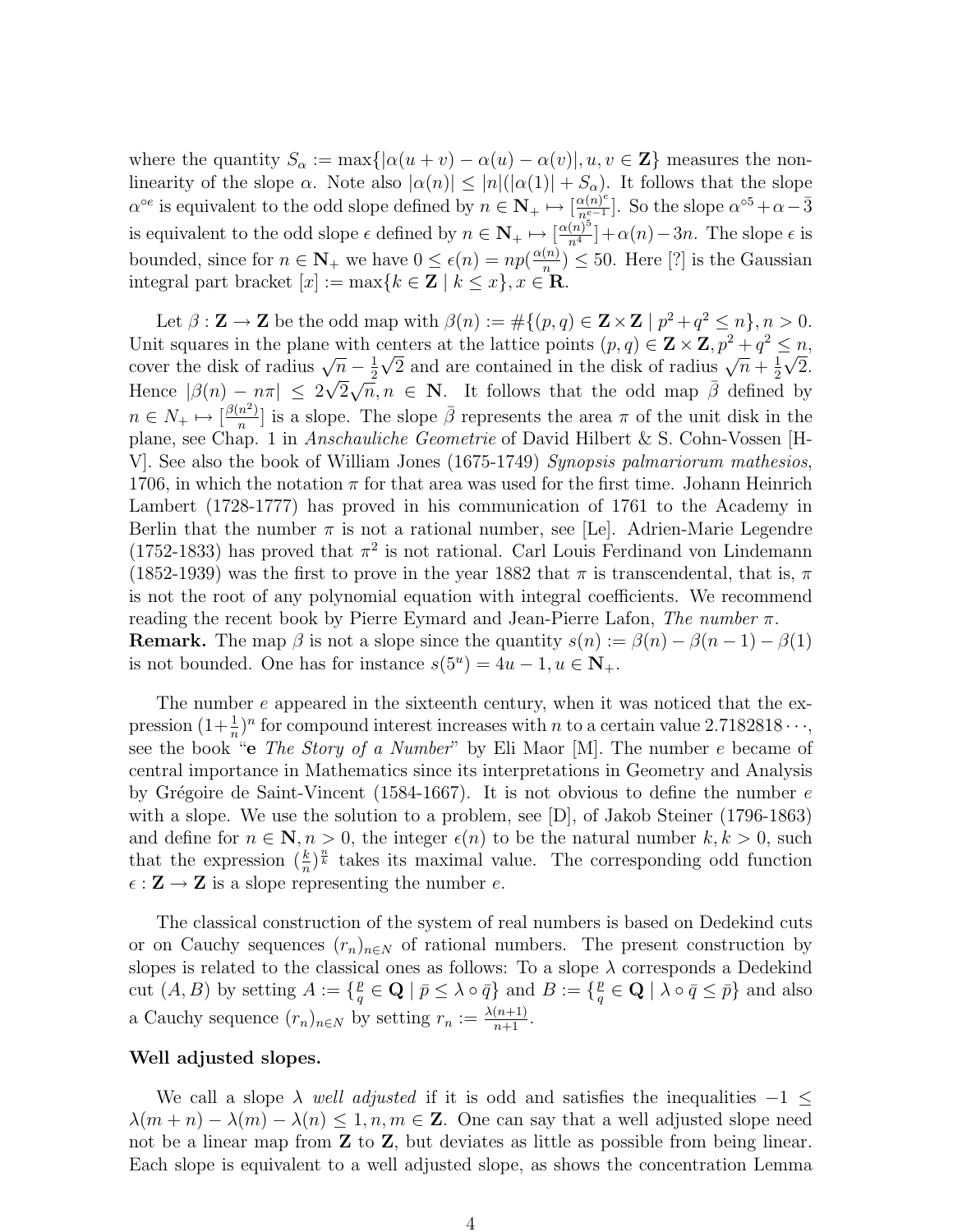where the quantity $S_\alpha := \max\{|\alpha(u+v) - \alpha(u) - \alpha(v)|, u, v \in \mathbf{Z}\}$ measures the non-linearity of the slope $\alpha$. Note also $|\alpha(n)| \leq |n|(|\alpha(1)| + S_\alpha)$. It follows that the slope $\alpha^{\circ e}$ is equivalent to the odd slope defined by $n \in \mathbf{N}_+ \mapsto [\frac{\alpha(n)^e}{n^{e-1}}]$. So the slope $\alpha^{\circ 5} + \alpha - \bar{3}$ is equivalent to the odd slope $\epsilon$ defined by $n \in \mathbf{N}_+ \mapsto [\frac{\alpha(n)^5}{n^4}] + \alpha(n) - 3n$. The slope $\epsilon$ is bounded, since for $n \in \mathbf{N}_+$ we have $0 \leq \epsilon(n) = np(\frac{\alpha(n)}{n}) \leq 50$. Here $[?]$ is the Gaussian integral part bracket $[x] := \max\{k \in \mathbf{Z} \mid k \leq x\}, x \in \mathbf{R}$.

Let $\beta : \mathbf{Z} \to \mathbf{Z}$ be the odd map with $\beta(n) := \#\{(p,q) \in \mathbf{Z} \times \mathbf{Z} \mid p^2 + q^2 \leq n\}, n > 0$. Unit squares in the plane with centers at the lattice points $(p,q) \in \mathbf{Z} \times \mathbf{Z}, p^2 + q^2 \leq n$, cover the disk of radius $\sqrt{n} - \frac{1}{2}\sqrt{2}$ and are contained in the disk of radius $\sqrt{n} + \frac{1}{2}\sqrt{2}$. Hence $|\beta(n) - n\pi| \leq 2\sqrt{2}\sqrt{n}, n \in \mathbf{N}$. It follows that the odd map $\bar{\beta}$ defined by $n \in N_+ \mapsto [\frac{\beta(n^2)}{n}]$ is a slope. The slope $\bar{\beta}$ represents the area $\pi$ of the unit disk in the plane, see Chap. 1 in *Anschauliche Geometrie* of David Hilbert & S. Cohn-Vossen [H-V]. See also the book of William Jones (1675-1749) *Synopsis palmariorum mathesios*, 1706, in which the notation $\pi$ for that area was used for the first time. Johann Heinrich Lambert (1728-1777) has proved in his communication of 1761 to the Academy in Berlin that the number $\pi$ is not a rational number, see [Le]. Adrien-Marie Legendre (1752-1833) has proved that $\pi^2$ is not rational. Carl Louis Ferdinand von Lindemann (1852-1939) was the first to prove in the year 1882 that $\pi$ is transcendental, that is, $\pi$ is not the root of any polynomial equation with integral coefficients. We recommend reading the recent book by Pierre Eymard and Jean-Pierre Lafon, *The number $\pi$*.
**Remark.** The map $\beta$ is not a slope since the quantity $s(n) := \beta(n) - \beta(n-1) - \beta(1)$ is not bounded. One has for instance $s(5^u) = 4u - 1, u \in \mathbf{N}_+$.

The number $e$ appeared in the sixteenth century, when it was noticed that the expression $(1+\frac{1}{n})^n$ for compound interest increases with $n$ to a certain value $2.7182818\cdots$, see the book "**e** *The Story of a Number*" by Eli Maor [M]. The number $e$ became of central importance in Mathematics since its interpretations in Geometry and Analysis by Grégoire de Saint-Vincent (1584-1667). It is not obvious to define the number $e$ with a slope. We use the solution to a problem, see [D], of Jakob Steiner (1796-1863) and define for $n \in \mathbf{N}, n > 0$, the integer $\epsilon(n)$ to be the natural number $k, k > 0$, such that the expression $(\frac{k}{n})^{\frac{n}{k}}$ takes its maximal value. The corresponding odd function $\epsilon : \mathbf{Z} \to \mathbf{Z}$ is a slope representing the number $e$.

The classical construction of the system of real numbers is based on Dedekind cuts or on Cauchy sequences $(r_n)_{n \in N}$ of rational numbers. The present construction by slopes is related to the classical ones as follows: To a slope $\lambda$ corresponds a Dedekind cut $(A, B)$ by setting $A := \{\frac{p}{q} \in \mathbf{Q} \mid \bar{p} \leq \lambda \circ \bar{q}\}$ and $B := \{\frac{p}{q} \in \mathbf{Q} \mid \lambda \circ \bar{q} \leq \bar{p}\}$ and also a Cauchy sequence $(r_n)_{n \in N}$ by setting $r_n := \frac{\lambda(n+1)}{n+1}$.

### Well adjusted slopes.

We call a slope $\lambda$ *well adjusted* if it is odd and satisfies the inequalities $-1 \leq \lambda(m+n) - \lambda(m) - \lambda(n) \leq 1, n, m \in \mathbf{Z}$. One can say that a well adjusted slope need not be a linear map from $\mathbf{Z}$ to $\mathbf{Z}$, but deviates as little as possible from being linear. Each slope is equivalent to a well adjusted slope, as shows the concentration Lemma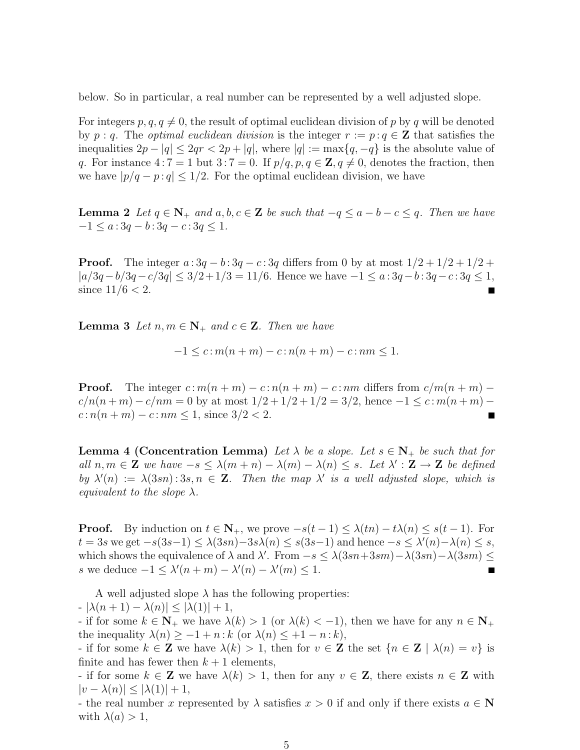below. So in particular, a real number can be represented by a well adjusted slope.

For integers $p, q, q \neq 0$, the result of optimal euclidean division of $p$ by $q$ will be denoted by $p : q$. The *optimal euclidean division* is the integer $r := p : q \in \mathbf{Z}$ that satisfies the inequalities $2p - |q| \leq 2qr < 2p + |q|$, where $|q| := \max\{q, -q\}$ is the absolute value of $q$. For instance $4 : 7 = 1$ but $3 : 7 = 0$. If $p/q, p, q \in \mathbf{Z}, q \neq 0$, denotes the fraction, then we have $|p/q - p : q| \leq 1/2$. For the optimal euclidean division, we have

**Lemma 2** *Let $q \in \mathbf{N}_+$ and $a, b, c \in \mathbf{Z}$ be such that $-q \leq a - b - c \leq q$. Then we have $-1 \leq a : 3q - b : 3q - c : 3q \leq 1$.*

**Proof.** The integer $a : 3q - b : 3q - c : 3q$ differs from 0 by at most $1/2 + 1/2 + 1/2 + |a/3q - b/3q - c/3q| \leq 3/2 + 1/3 = 11/6$. Hence we have $-1 \leq a : 3q - b : 3q - c : 3q \leq 1$, since $11/6 < 2$. ∎

**Lemma 3** *Let $n, m \in \mathbf{N}_+$ and $c \in \mathbf{Z}$. Then we have*

$$-1 \leq c : m(n + m) - c : n(n + m) - c : nm \leq 1.$$

**Proof.** The integer $c : m(n + m) - c : n(n + m) - c : nm$ differs from $c/m(n + m) - c/n(n + m) - c/nm = 0$ by at most $1/2 + 1/2 + 1/2 = 3/2$, hence $-1 \leq c : m(n + m) - c : n(n + m) - c : nm \leq 1$, since $3/2 < 2$. ∎

**Lemma 4 (Concentration Lemma)** *Let $\lambda$ be a slope. Let $s \in \mathbf{N}_+$ be such that for all $n, m \in \mathbf{Z}$ we have $-s \leq \lambda(m + n) - \lambda(m) - \lambda(n) \leq s$. Let $\lambda' : \mathbf{Z} \to \mathbf{Z}$ be defined by $\lambda'(n) := \lambda(3sn) : 3s, n \in \mathbf{Z}$. Then the map $\lambda'$ is a well adjusted slope, which is equivalent to the slope $\lambda$.*

**Proof.** By induction on $t \in \mathbf{N}_+$, we prove $-s(t - 1) \leq \lambda(tn) - t\lambda(n) \leq s(t - 1)$. For $t = 3s$ we get $-s(3s - 1) \leq \lambda(3sn) - 3s\lambda(n) \leq s(3s - 1)$ and hence $-s \leq \lambda'(n) - \lambda(n) \leq s$, which shows the equivalence of $\lambda$ and $\lambda'$. From $-s \leq \lambda(3sn + 3sm) - \lambda(3sn) - \lambda(3sm) \leq s$ we deduce $-1 \leq \lambda'(n + m) - \lambda'(n) - \lambda'(m) \leq 1$. ∎

A well adjusted slope $\lambda$ has the following properties:
- $|\lambda(n + 1) - \lambda(n)| \leq |\lambda(1)| + 1$,
- if for some $k \in \mathbf{N}_+$ we have $\lambda(k) > 1$ (or $\lambda(k) < -1$), then we have for any $n \in \mathbf{N}_+$ the inequality $\lambda(n) \geq -1 + n : k$ (or $\lambda(n) \leq +1 - n : k$),
- if for some $k \in \mathbf{Z}$ we have $\lambda(k) > 1$, then for $v \in \mathbf{Z}$ the set $\{n \in \mathbf{Z} \mid \lambda(n) = v\}$ is finite and has fewer then $k + 1$ elements,
- if for some $k \in \mathbf{Z}$ we have $\lambda(k) > 1$, then for any $v \in \mathbf{Z}$, there exists $n \in \mathbf{Z}$ with $|v - \lambda(n)| \leq |\lambda(1)| + 1$,
- the real number $x$ represented by $\lambda$ satisfies $x > 0$ if and only if there exists $a \in \mathbf{N}$ with $\lambda(a) > 1$,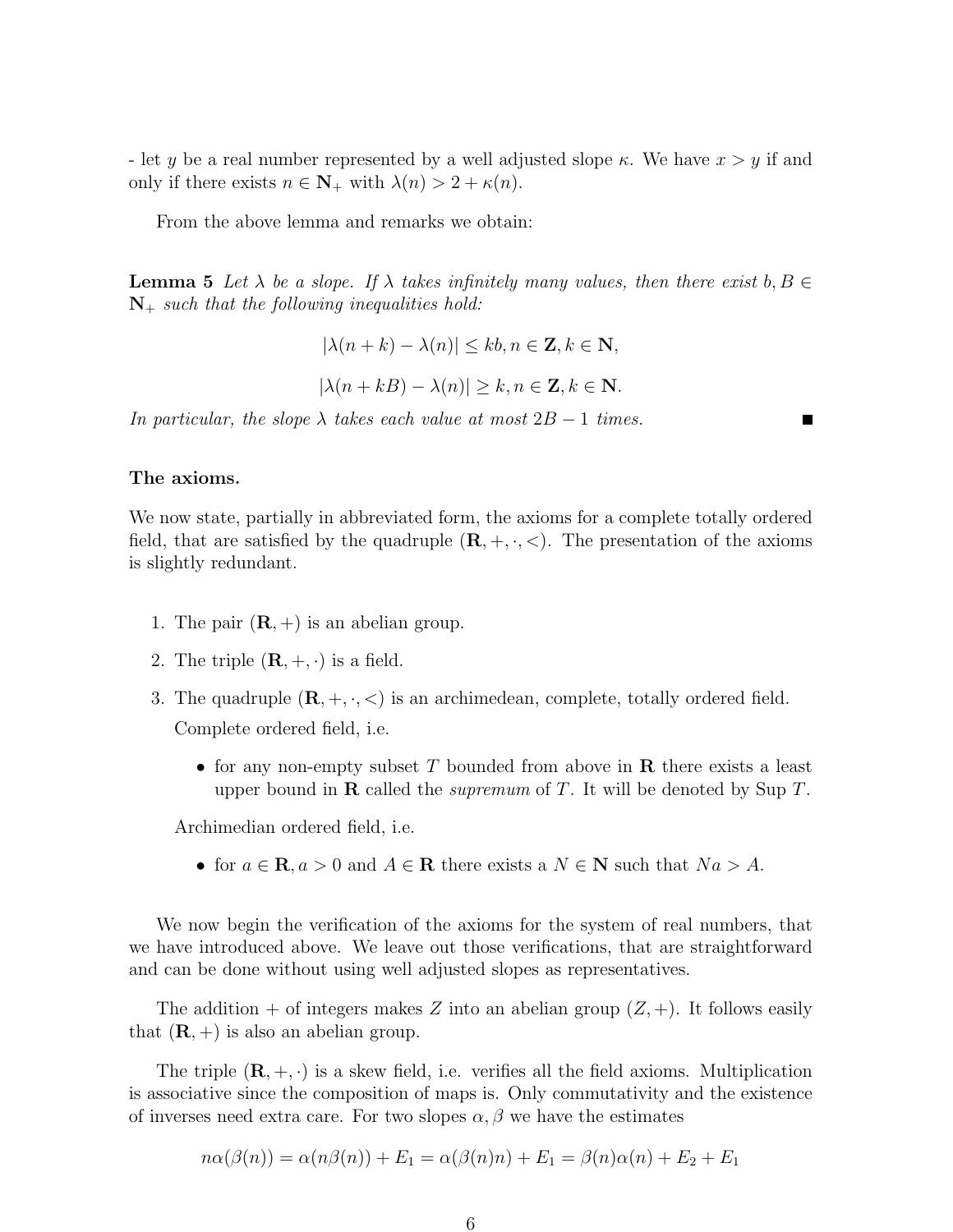- let $y$ be a real number represented by a well adjusted slope $\kappa$. We have $x > y$ if and only if there exists $n \in \mathbf{N}_+$ with $\lambda(n) > 2 + \kappa(n)$.

From the above lemma and remarks we obtain:

**Lemma 5** *Let $\lambda$ be a slope. If $\lambda$ takes infinitely many values, then there exist $b, B \in \mathbf{N}_+$ such that the following inequalities hold:*

$$|\lambda(n + k) - \lambda(n)| \leq kb, n \in \mathbf{Z}, k \in \mathbf{N},$$

$$|\lambda(n + kB) - \lambda(n)| \geq k, n \in \mathbf{Z}, k \in \mathbf{N}.$$

*In particular, the slope $\lambda$ takes each value at most $2B - 1$ times.* ∎

**The axioms.**

We now state, partially in abbreviated form, the axioms for a complete totally ordered field, that are satisfied by the quadruple $(\mathbf{R}, +, \cdot, <)$. The presentation of the axioms is slightly redundant.

1. The pair $(\mathbf{R}, +)$ is an abelian group.
2. The triple $(\mathbf{R}, +, \cdot)$ is a field.
3. The quadruple $(\mathbf{R}, +, \cdot, <)$ is an archimedean, complete, totally ordered field.

   Complete ordered field, i.e.

   - for any non-empty subset $T$ bounded from above in $\mathbf{R}$ there exists a least upper bound in $\mathbf{R}$ called the *supremum* of $T$. It will be denoted by Sup $T$.

   Archimedian ordered field, i.e.

   - for $a \in \mathbf{R}, a > 0$ and $A \in \mathbf{R}$ there exists a $N \in \mathbf{N}$ such that $Na > A$.

We now begin the verification of the axioms for the system of real numbers, that we have introduced above. We leave out those verifications, that are straightforward and can be done without using well adjusted slopes as representatives.

The addition $+$ of integers makes $Z$ into an abelian group $(Z, +)$. It follows easily that $(\mathbf{R}, +)$ is also an abelian group.

The triple $(\mathbf{R}, +, \cdot)$ is a skew field, i.e. verifies all the field axioms. Multiplication is associative since the composition of maps is. Only commutativity and the existence of inverses need extra care. For two slopes $\alpha, \beta$ we have the estimates

$$n\alpha(\beta(n)) = \alpha(n\beta(n)) + E_1 = \alpha(\beta(n)n) + E_1 = \beta(n)\alpha(n) + E_2 + E_1$$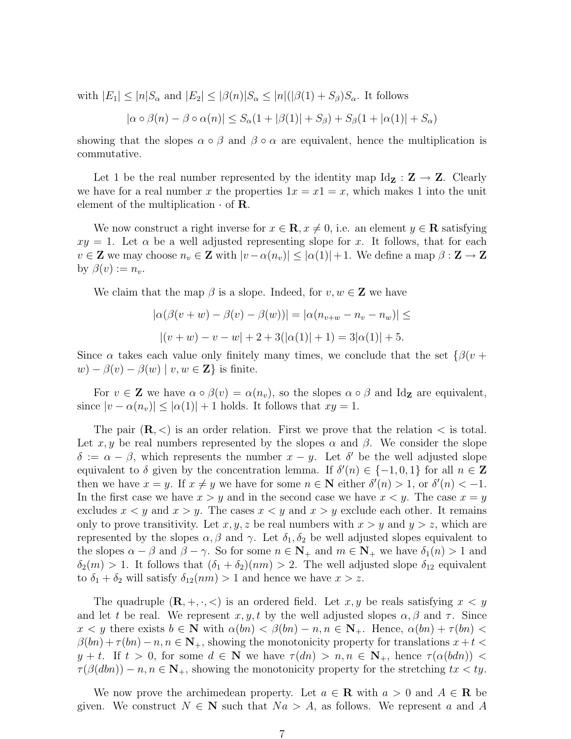with $|E_1| \leq |n|S_\alpha$ and $|E_2| \leq |\beta(n)|S_\alpha \leq |n|(|\beta(1) + S_\beta)S_\alpha$. It follows

$$|\alpha \circ \beta(n) - \beta \circ \alpha(n)| \leq S_\alpha(1 + |\beta(1)| + S_\beta) + S_\beta(1 + |\alpha(1)| + S_\alpha)$$

showing that the slopes $\alpha \circ \beta$ and $\beta \circ \alpha$ are equivalent, hence the multiplication is commutative.

Let 1 be the real number represented by the identity map $\mathrm{Id}_{\mathbf{Z}} : \mathbf{Z} \to \mathbf{Z}$. Clearly we have for a real number $x$ the properties $1x = x1 = x$, which makes 1 into the unit element of the multiplication $\cdot$ of $\mathbf{R}$.

We now construct a right inverse for $x \in \mathbf{R}, x \neq 0$, i.e. an element $y \in \mathbf{R}$ satisfying $xy = 1$. Let $\alpha$ be a well adjusted representing slope for $x$. It follows, that for each $v \in \mathbf{Z}$ we may choose $n_v \in \mathbf{Z}$ with $|v - \alpha(n_v)| \leq |\alpha(1)| + 1$. We define a map $\beta : \mathbf{Z} \to \mathbf{Z}$ by $\beta(v) := n_v$.

We claim that the map $\beta$ is a slope. Indeed, for $v, w \in \mathbf{Z}$ we have

$$|\alpha(\beta(v + w) - \beta(v) - \beta(w))| = |\alpha(n_{v+w} - n_v - n_w)| \leq$$

$$|(v + w) - v - w| + 2 + 3(|\alpha(1)| + 1) = 3|\alpha(1)| + 5.$$

Since $\alpha$ takes each value only finitely many times, we conclude that the set $\{\beta(v + w) - \beta(v) - \beta(w) \mid v, w \in \mathbf{Z}\}$ is finite.

For $v \in \mathbf{Z}$ we have $\alpha \circ \beta(v) = \alpha(n_v)$, so the slopes $\alpha \circ \beta$ and $\mathrm{Id}_{\mathbf{Z}}$ are equivalent, since $|v - \alpha(n_v)| \leq |\alpha(1)| + 1$ holds. It follows that $xy = 1$.

The pair $(\mathbf{R}, <)$ is an order relation. First we prove that the relation $<$ is total. Let $x, y$ be real numbers represented by the slopes $\alpha$ and $\beta$. We consider the slope $\delta := \alpha - \beta$, which represents the number $x - y$. Let $\delta'$ be the well adjusted slope equivalent to $\delta$ given by the concentration lemma. If $\delta'(n) \in \{-1, 0, 1\}$ for all $n \in \mathbf{Z}$ then we have $x = y$. If $x \neq y$ we have for some $n \in \mathbf{N}$ either $\delta'(n) > 1$, or $\delta'(n) < -1$. In the first case we have $x > y$ and in the second case we have $x < y$. The case $x = y$ excludes $x < y$ and $x > y$. The cases $x < y$ and $x > y$ exclude each other. It remains only to prove transitivity. Let $x, y, z$ be real numbers with $x > y$ and $y > z$, which are represented by the slopes $\alpha, \beta$ and $\gamma$. Let $\delta_1, \delta_2$ be well adjusted slopes equivalent to the slopes $\alpha - \beta$ and $\beta - \gamma$. So for some $n \in \mathbf{N}_+$ and $m \in \mathbf{N}_+$ we have $\delta_1(n) > 1$ and $\delta_2(m) > 1$. It follows that $(\delta_1 + \delta_2)(nm) > 2$. The well adjusted slope $\delta_{12}$ equivalent to $\delta_1 + \delta_2$ will satisfy $\delta_{12}(nm) > 1$ and hence we have $x > z$.

The quadruple $(\mathbf{R}, +, \cdot, <)$ is an ordered field. Let $x, y$ be reals satisfying $x < y$ and let $t$ be real. We represent $x, y, t$ by the well adjusted slopes $\alpha, \beta$ and $\tau$. Since $x < y$ there exists $b \in \mathbf{N}$ with $\alpha(bn) < \beta(bn) - n, n \in \mathbf{N}_+$. Hence, $\alpha(bn) + \tau(bn) < \beta(bn) + \tau(bn) - n, n \in \mathbf{N}_+$, showing the monotonicity property for translations $x + t < y + t$. If $t > 0$, for some $d \in \mathbf{N}$ we have $\tau(dn) > n, n \in \mathbf{N}_+$, hence $\tau(\alpha(bdn)) < \tau(\beta(dbn)) - n, n \in \mathbf{N}_+$, showing the monotonicity property for the stretching $tx < ty$.

We now prove the archimedean property. Let $a \in \mathbf{R}$ with $a > 0$ and $A \in \mathbf{R}$ be given. We construct $N \in \mathbf{N}$ such that $Na > A$, as follows. We represent $a$ and $A$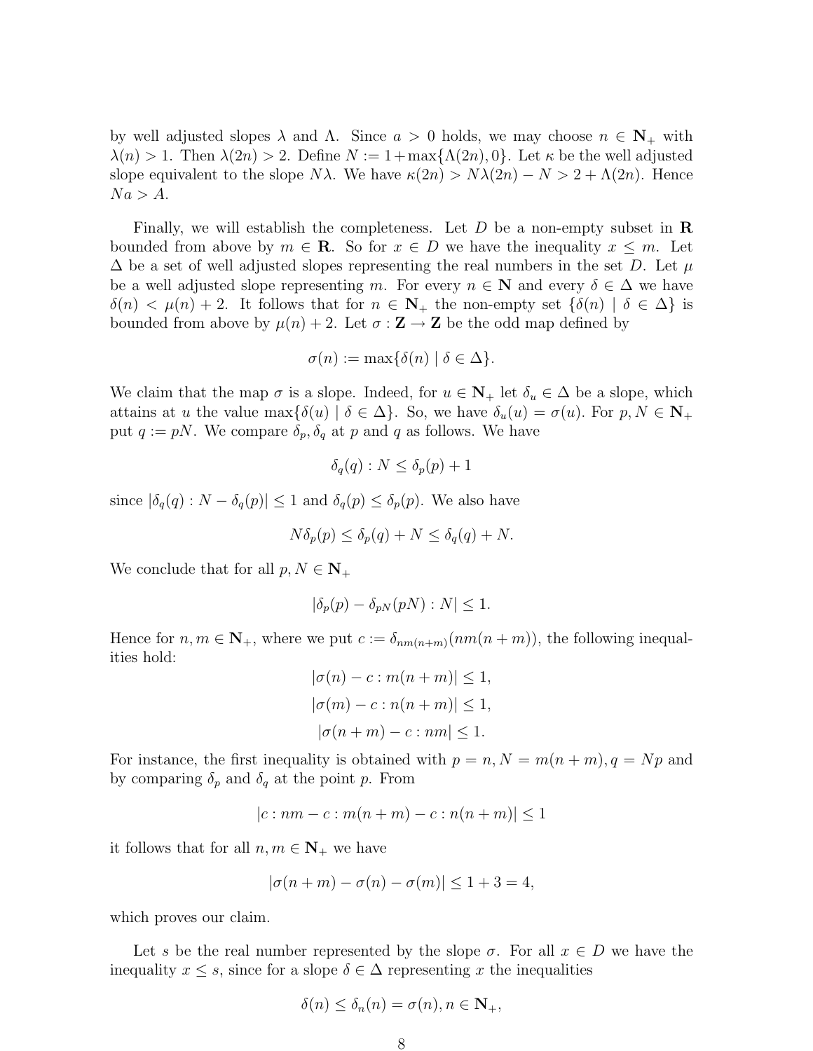by well adjusted slopes $\lambda$ and $\Lambda$. Since $a > 0$ holds, we may choose $n \in \mathbf{N}_+$ with $\lambda(n) > 1$. Then $\lambda(2n) > 2$. Define $N := 1 + \max\{\Lambda(2n), 0\}$. Let $\kappa$ be the well adjusted slope equivalent to the slope $N\lambda$. We have $\kappa(2n) > N\lambda(2n) - N > 2 + \Lambda(2n)$. Hence $Na > A$.

Finally, we will establish the completeness. Let $D$ be a non-empty subset in $\mathbf{R}$ bounded from above by $m \in \mathbf{R}$. So for $x \in D$ we have the inequality $x \leq m$. Let $\Delta$ be a set of well adjusted slopes representing the real numbers in the set $D$. Let $\mu$ be a well adjusted slope representing $m$. For every $n \in \mathbf{N}$ and every $\delta \in \Delta$ we have $\delta(n) < \mu(n) + 2$. It follows that for $n \in \mathbf{N}_+$ the non-empty set $\{\delta(n) \mid \delta \in \Delta\}$ is bounded from above by $\mu(n) + 2$. Let $\sigma : \mathbf{Z} \to \mathbf{Z}$ be the odd map defined by

$$\sigma(n) := \max\{\delta(n) \mid \delta \in \Delta\}.$$

We claim that the map $\sigma$ is a slope. Indeed, for $u \in \mathbf{N}_+$ let $\delta_u \in \Delta$ be a slope, which attains at $u$ the value $\max\{\delta(u) \mid \delta \in \Delta\}$. So, we have $\delta_u(u) = \sigma(u)$. For $p, N \in \mathbf{N}_+$ put $q := pN$. We compare $\delta_p, \delta_q$ at $p$ and $q$ as follows. We have

$$\delta_q(q) : N \leq \delta_p(p) + 1$$

since $|\delta_q(q) : N - \delta_q(p)| \leq 1$ and $\delta_q(p) \leq \delta_p(p)$. We also have

$$N\delta_p(p) \leq \delta_p(q) + N \leq \delta_q(q) + N.$$

We conclude that for all $p, N \in \mathbf{N}_+$

$$|\delta_p(p) - \delta_{pN}(pN) : N| \leq 1.$$

Hence for $n, m \in \mathbf{N}_+$, where we put $c := \delta_{nm(n+m)}(nm(n+m))$, the following inequalities hold:

$$|\sigma(n) - c : m(n+m)| \leq 1,$$

$$|\sigma(m) - c : n(n+m)| \leq 1,$$

$$|\sigma(n+m) - c : nm| \leq 1.$$

For instance, the first inequality is obtained with $p = n, N = m(n+m), q = Np$ and by comparing $\delta_p$ and $\delta_q$ at the point $p$. From

$$|c : nm - c : m(n+m) - c : n(n+m)| \leq 1$$

it follows that for all $n, m \in \mathbf{N}_+$ we have

$$|\sigma(n+m) - \sigma(n) - \sigma(m)| \leq 1 + 3 = 4,$$

which proves our claim.

Let $s$ be the real number represented by the slope $\sigma$. For all $x \in D$ we have the inequality $x \leq s$, since for a slope $\delta \in \Delta$ representing $x$ the inequalities

$$\delta(n) \leq \delta_n(n) = \sigma(n), n \in \mathbf{N}_+,$$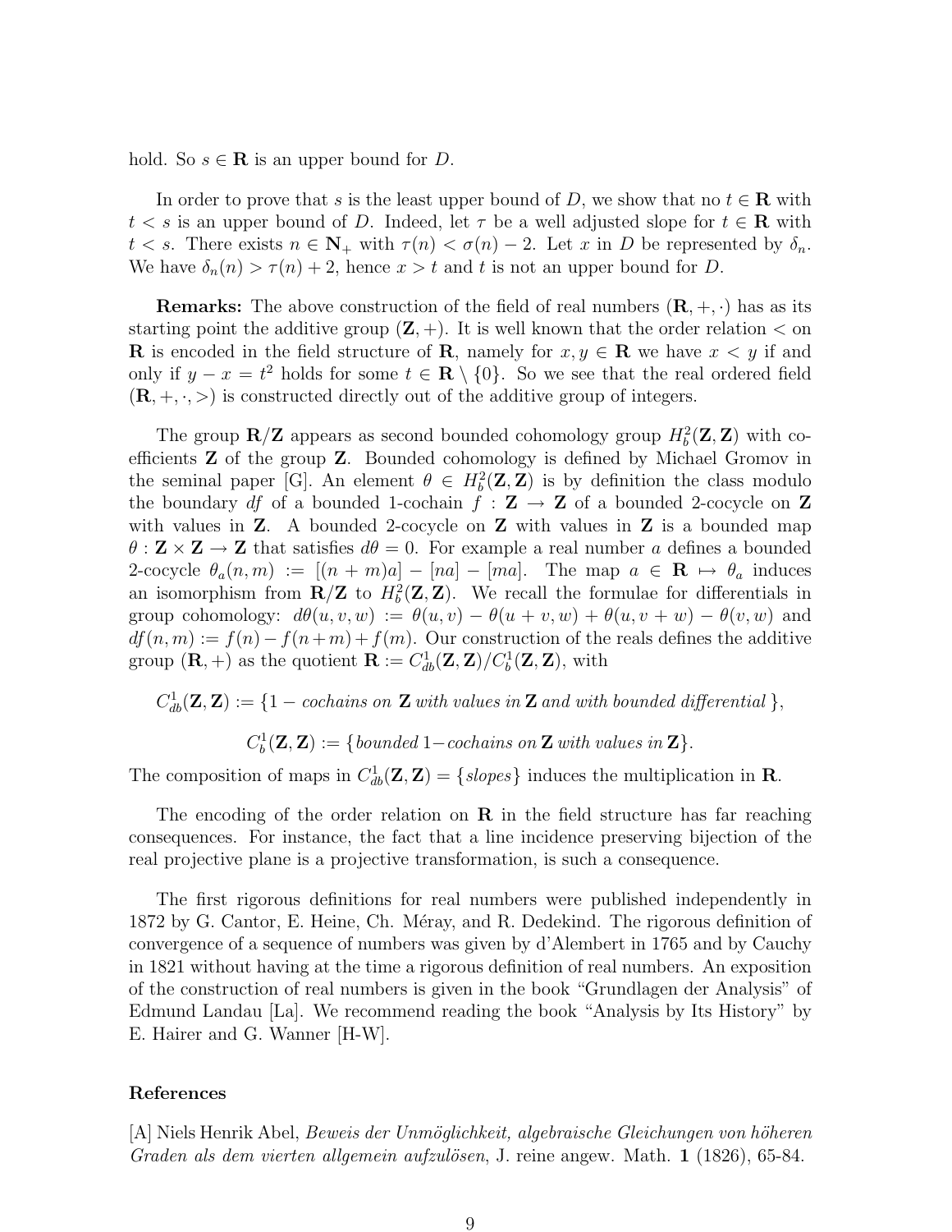hold. So $s \in \mathbf{R}$ is an upper bound for $D$.

In order to prove that $s$ is the least upper bound of $D$, we show that no $t \in \mathbf{R}$ with $t < s$ is an upper bound of $D$. Indeed, let $\tau$ be a well adjusted slope for $t \in \mathbf{R}$ with $t < s$. There exists $n \in \mathbf{N}_+$ with $\tau(n) < \sigma(n) - 2$. Let $x$ in $D$ be represented by $\delta_n$. We have $\delta_n(n) > \tau(n) + 2$, hence $x > t$ and $t$ is not an upper bound for $D$.

**Remarks:** The above construction of the field of real numbers $(\mathbf{R}, +, \cdot)$ has as its starting point the additive group $(\mathbf{Z}, +)$. It is well known that the order relation $<$ on $\mathbf{R}$ is encoded in the field structure of $\mathbf{R}$, namely for $x, y \in \mathbf{R}$ we have $x < y$ if and only if $y - x = t^2$ holds for some $t \in \mathbf{R} \setminus \{0\}$. So we see that the real ordered field $(\mathbf{R}, +, \cdot, >)$ is constructed directly out of the additive group of integers.

The group $\mathbf{R}/\mathbf{Z}$ appears as second bounded cohomology group $H_b^2(\mathbf{Z}, \mathbf{Z})$ with coefficients $\mathbf{Z}$ of the group $\mathbf{Z}$. Bounded cohomology is defined by Michael Gromov in the seminal paper [G]. An element $\theta \in H_b^2(\mathbf{Z}, \mathbf{Z})$ is by definition the class modulo the boundary $df$ of a bounded 1-cochain $f : \mathbf{Z} \to \mathbf{Z}$ of a bounded 2-cocycle on $\mathbf{Z}$ with values in $\mathbf{Z}$. A bounded 2-cocycle on $\mathbf{Z}$ with values in $\mathbf{Z}$ is a bounded map $\theta : \mathbf{Z} \times \mathbf{Z} \to \mathbf{Z}$ that satisfies $d\theta = 0$. For example a real number $a$ defines a bounded 2-cocycle $\theta_a(n, m) := [(n + m)a] - [na] - [ma]$. The map $a \in \mathbf{R} \mapsto \theta_a$ induces an isomorphism from $\mathbf{R}/\mathbf{Z}$ to $H_b^2(\mathbf{Z}, \mathbf{Z})$. We recall the formulae for differentials in group cohomology: $d\theta(u, v, w) := \theta(u, v) - \theta(u + v, w) + \theta(u, v + w) - \theta(v, w)$ and $df(n, m) := f(n) - f(n + m) + f(m)$. Our construction of the reals defines the additive group $(\mathbf{R}, +)$ as the quotient $\mathbf{R} := C_{db}^1(\mathbf{Z}, \mathbf{Z})/C_b^1(\mathbf{Z}, \mathbf{Z})$, with

$$C_{db}^1(\mathbf{Z}, \mathbf{Z}) := \{1 - \textit{cochains on } \mathbf{Z} \textit{ with values in } \mathbf{Z} \textit{ and with bounded differential}\},$$

$$C_b^1(\mathbf{Z}, \mathbf{Z}) := \{\textit{bounded } 1\textit{-cochains on } \mathbf{Z} \textit{ with values in } \mathbf{Z}\}.$$

The composition of maps in $C_{db}^1(\mathbf{Z}, \mathbf{Z}) = \{\textit{slopes}\}$ induces the multiplication in $\mathbf{R}$.

The encoding of the order relation on $\mathbf{R}$ in the field structure has far reaching consequences. For instance, the fact that a line incidence preserving bijection of the real projective plane is a projective transformation, is such a consequence.

The first rigorous definitions for real numbers were published independently in 1872 by G. Cantor, E. Heine, Ch. Méray, and R. Dedekind. The rigorous definition of convergence of a sequence of numbers was given by d'Alembert in 1765 and by Cauchy in 1821 without having at the time a rigorous definition of real numbers. An exposition of the construction of real numbers is given in the book "Grundlagen der Analysis" of Edmund Landau [La]. We recommend reading the book "Analysis by Its History" by E. Hairer and G. Wanner [H-W].

## References

[A] Niels Henrik Abel, *Beweis der Unmöglichkeit, algebraische Gleichungen von höheren Graden als dem vierten allgemein aufzulösen*, J. reine angew. Math. **1** (1826), 65-84.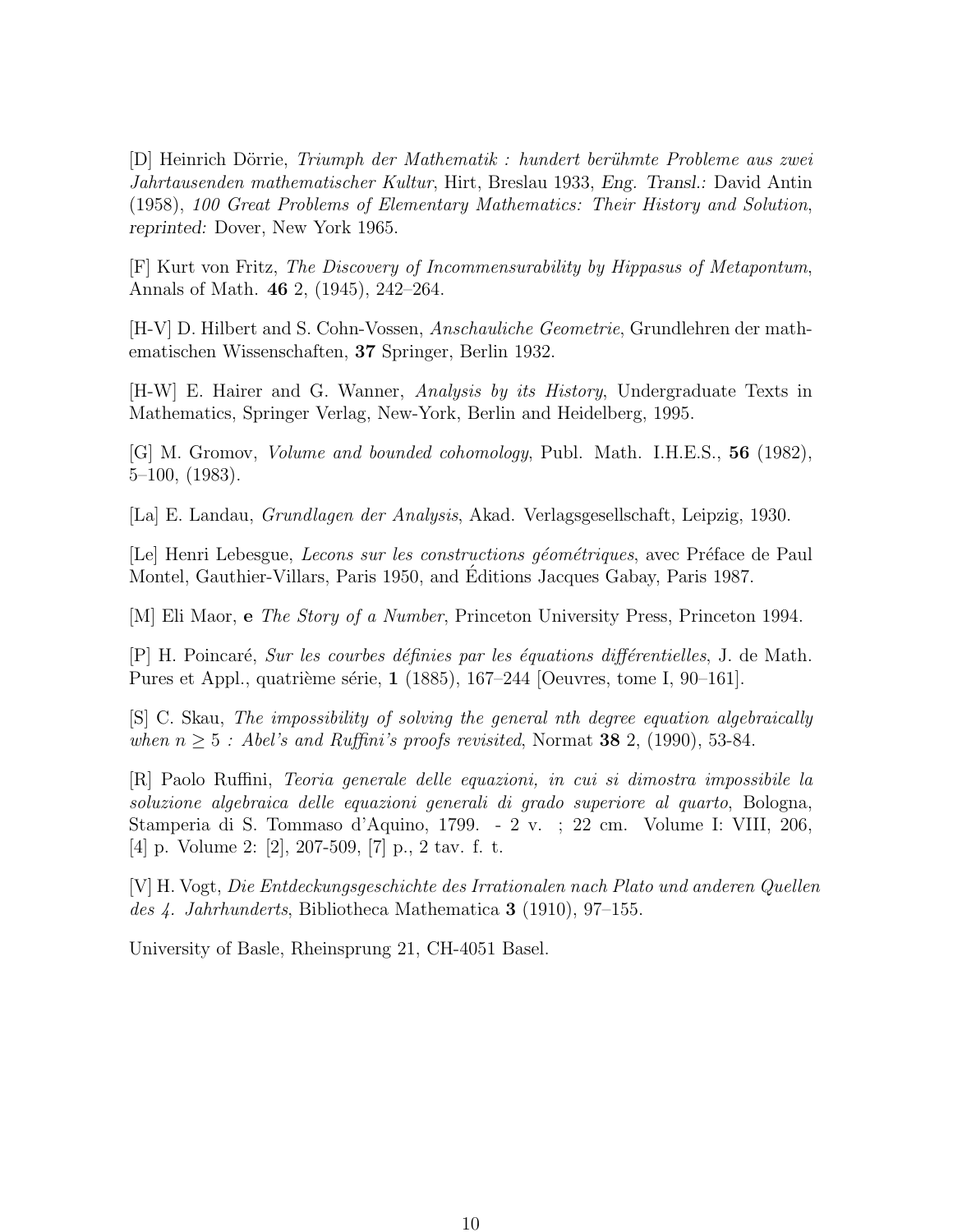[D] Heinrich Dörrie, *Triumph der Mathematik : hundert berühmte Probleme aus zwei Jahrtausenden mathematischer Kultur*, Hirt, Breslau 1933, *Eng. Transl.:* David Antin (1958), *100 Great Problems of Elementary Mathematics: Their History and Solution*, *reprinted:* Dover, New York 1965.

[F] Kurt von Fritz, *The Discovery of Incommensurability by Hippasus of Metapontum*, Annals of Math. **46** 2, (1945), 242–264.

[H-V] D. Hilbert and S. Cohn-Vossen, *Anschauliche Geometrie*, Grundlehren der mathematischen Wissenschaften, **37** Springer, Berlin 1932.

[H-W] E. Hairer and G. Wanner, *Analysis by its History*, Undergraduate Texts in Mathematics, Springer Verlag, New-York, Berlin and Heidelberg, 1995.

[G] M. Gromov, *Volume and bounded cohomology*, Publ. Math. I.H.E.S., **56** (1982), 5–100, (1983).

[La] E. Landau, *Grundlagen der Analysis*, Akad. Verlagsgesellschaft, Leipzig, 1930.

[Le] Henri Lebesgue, *Lecons sur les constructions géométriques*, avec Préface de Paul Montel, Gauthier-Villars, Paris 1950, and Éditions Jacques Gabay, Paris 1987.

[M] Eli Maor, **e** *The Story of a Number*, Princeton University Press, Princeton 1994.

[P] H. Poincaré, *Sur les courbes définies par les équations différentielles*, J. de Math. Pures et Appl., quatrième série, **1** (1885), 167–244 [Oeuvres, tome I, 90–161].

[S] C. Skau, *The impossibility of solving the general nth degree equation algebraically when $n \geq 5$ : Abel's and Ruffini's proofs revisited*, Normat **38** 2, (1990), 53-84.

[R] Paolo Ruffini, *Teoria generale delle equazioni, in cui si dimostra impossibile la soluzione algebraica delle equazioni generali di grado superiore al quarto*, Bologna, Stamperia di S. Tommaso d'Aquino, 1799. - 2 v. ; 22 cm. Volume I: VIII, 206, [4] p. Volume 2: [2], 207-509, [7] p., 2 tav. f. t.

[V] H. Vogt, *Die Entdeckungsgeschichte des Irrationalen nach Plato und anderen Quellen des 4. Jahrhunderts*, Bibliotheca Mathematica **3** (1910), 97–155.

University of Basle, Rheinsprung 21, CH-4051 Basel.